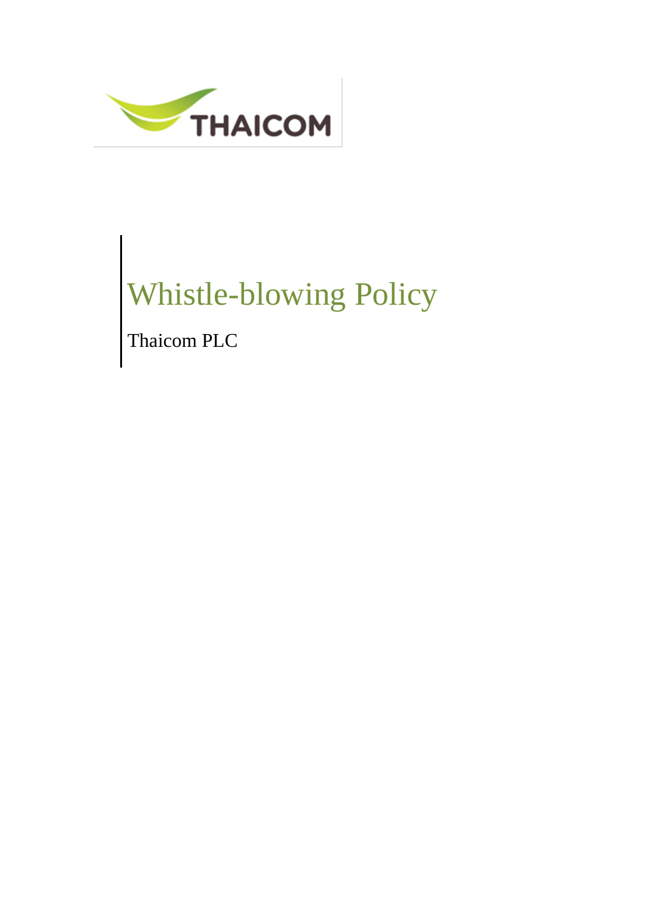# Whistle-blowing Policy

Thaicom PLC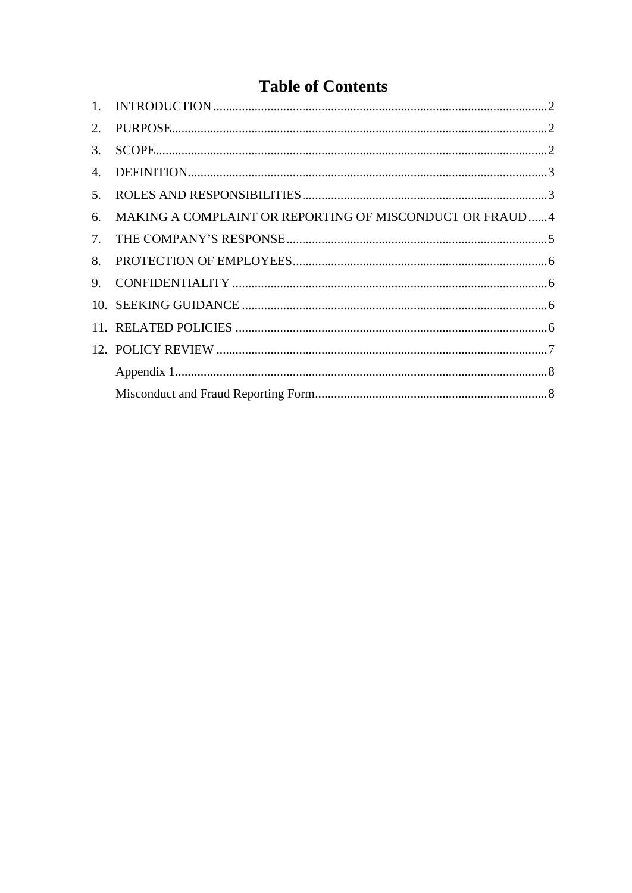# Table of Contents

1. INTRODUCTION ........ 2
2. PURPOSE ........ 2
3. SCOPE ........ 2
4. DEFINITION ........ 3
5. ROLES AND RESPONSIBILITIES ........ 3
6. MAKING A COMPLAINT OR REPORTING OF MISCONDUCT OR FRAUD ........ 4
7. THE COMPANY'S RESPONSE ........ 5
8. PROTECTION OF EMPLOYEES ........ 6
9. CONFIDENTIALITY ........ 6
10. SEEKING GUIDANCE ........ 6
11. RELATED POLICIES ........ 6
12. POLICY REVIEW ........ 7

Appendix 1 ........ 8

Misconduct and Fraud Reporting Form ........ 8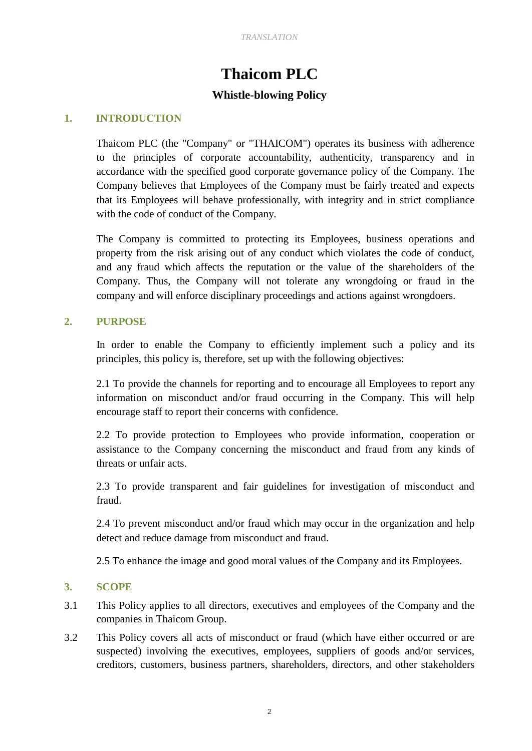# Thaicom PLC

## Whistle-blowing Policy

### 1. INTRODUCTION

Thaicom PLC (the "Company" or "THAICOM") operates its business with adherence to the principles of corporate accountability, authenticity, transparency and in accordance with the specified good corporate governance policy of the Company. The Company believes that Employees of the Company must be fairly treated and expects that its Employees will behave professionally, with integrity and in strict compliance with the code of conduct of the Company.

The Company is committed to protecting its Employees, business operations and property from the risk arising out of any conduct which violates the code of conduct, and any fraud which affects the reputation or the value of the shareholders of the Company. Thus, the Company will not tolerate any wrongdoing or fraud in the company and will enforce disciplinary proceedings and actions against wrongdoers.

### 2. PURPOSE

In order to enable the Company to efficiently implement such a policy and its principles, this policy is, therefore, set up with the following objectives:

2.1 To provide the channels for reporting and to encourage all Employees to report any information on misconduct and/or fraud occurring in the Company. This will help encourage staff to report their concerns with confidence.

2.2 To provide protection to Employees who provide information, cooperation or assistance to the Company concerning the misconduct and fraud from any kinds of threats or unfair acts.

2.3 To provide transparent and fair guidelines for investigation of misconduct and fraud.

2.4 To prevent misconduct and/or fraud which may occur in the organization and help detect and reduce damage from misconduct and fraud.

2.5 To enhance the image and good moral values of the Company and its Employees.

### 3. SCOPE

3.1 This Policy applies to all directors, executives and employees of the Company and the companies in Thaicom Group.

3.2 This Policy covers all acts of misconduct or fraud (which have either occurred or are suspected) involving the executives, employees, suppliers of goods and/or services, creditors, customers, business partners, shareholders, directors, and other stakeholders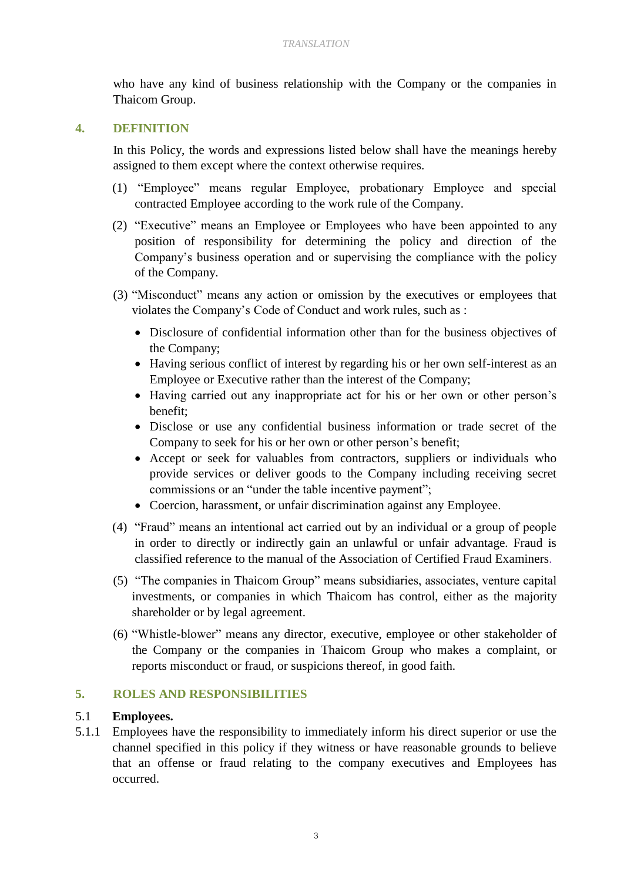who have any kind of business relationship with the Company or the companies in Thaicom Group.

## 4. DEFINITION

In this Policy, the words and expressions listed below shall have the meanings hereby assigned to them except where the context otherwise requires.

(1) "Employee" means regular Employee, probationary Employee and special contracted Employee according to the work rule of the Company.

(2) "Executive" means an Employee or Employees who have been appointed to any position of responsibility for determining the policy and direction of the Company's business operation and or supervising the compliance with the policy of the Company.

(3) "Misconduct" means any action or omission by the executives or employees that violates the Company's Code of Conduct and work rules, such as :

- Disclosure of confidential information other than for the business objectives of the Company;
- Having serious conflict of interest by regarding his or her own self-interest as an Employee or Executive rather than the interest of the Company;
- Having carried out any inappropriate act for his or her own or other person's benefit;
- Disclose or use any confidential business information or trade secret of the Company to seek for his or her own or other person's benefit;
- Accept or seek for valuables from contractors, suppliers or individuals who provide services or deliver goods to the Company including receiving secret commissions or an "under the table incentive payment";
- Coercion, harassment, or unfair discrimination against any Employee.

(4) "Fraud" means an intentional act carried out by an individual or a group of people in order to directly or indirectly gain an unlawful or unfair advantage. Fraud is classified reference to the manual of the Association of Certified Fraud Examiners.

(5) "The companies in Thaicom Group" means subsidiaries, associates, venture capital investments, or companies in which Thaicom has control, either as the majority shareholder or by legal agreement.

(6) "Whistle-blower" means any director, executive, employee or other stakeholder of the Company or the companies in Thaicom Group who makes a complaint, or reports misconduct or fraud, or suspicions thereof, in good faith.

## 5. ROLES AND RESPONSIBILITIES

### 5.1 Employees.

5.1.1 Employees have the responsibility to immediately inform his direct superior or use the channel specified in this policy if they witness or have reasonable grounds to believe that an offense or fraud relating to the company executives and Employees has occurred.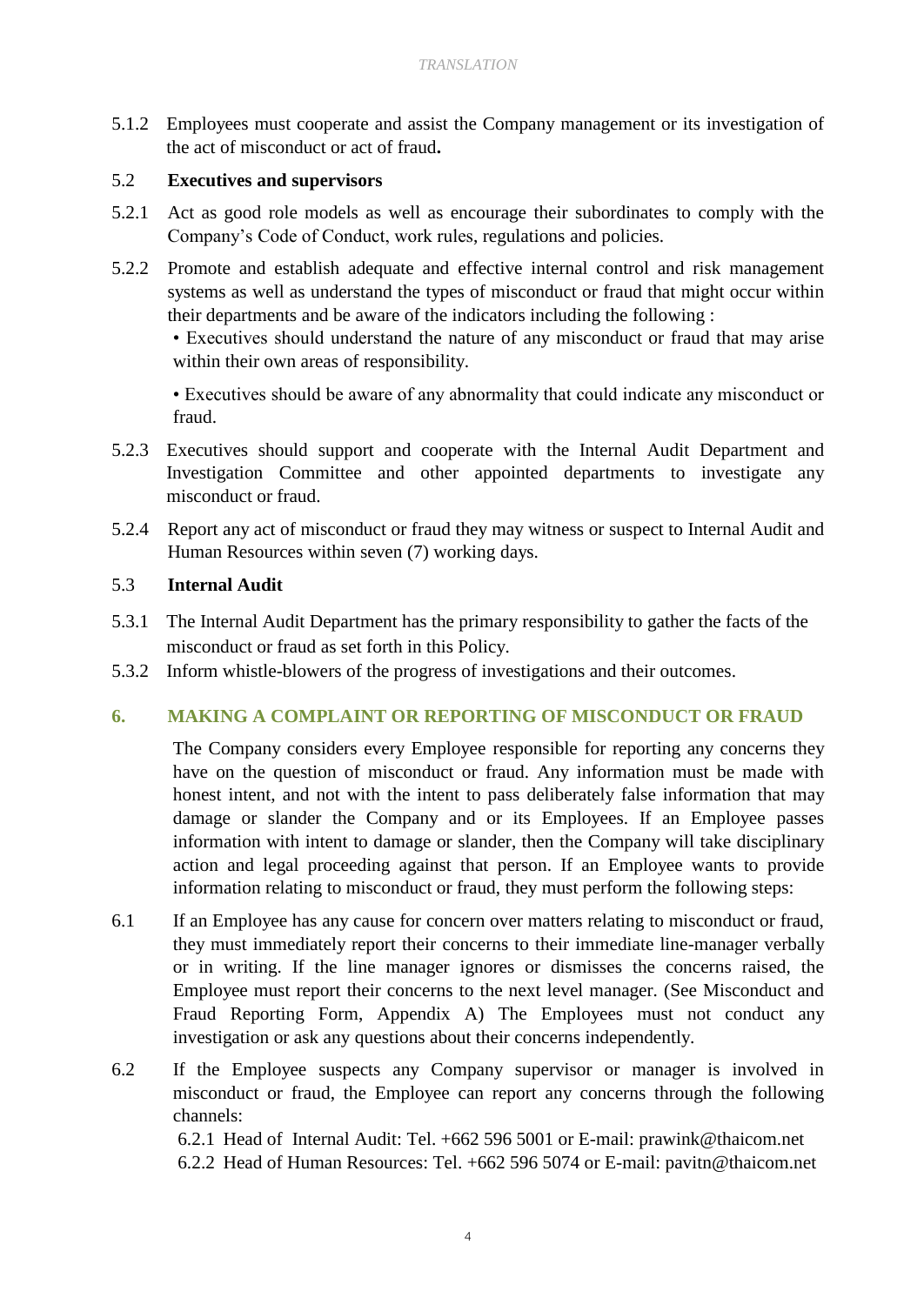5.1.2 Employees must cooperate and assist the Company management or its investigation of the act of misconduct or act of fraud**.**

5.2 **Executives and supervisors**

5.2.1 Act as good role models as well as encourage their subordinates to comply with the Company's Code of Conduct, work rules, regulations and policies.

5.2.2 Promote and establish adequate and effective internal control and risk management systems as well as understand the types of misconduct or fraud that might occur within their departments and be aware of the indicators including the following :

• Executives should understand the nature of any misconduct or fraud that may arise within their own areas of responsibility.

• Executives should be aware of any abnormality that could indicate any misconduct or fraud.

5.2.3 Executives should support and cooperate with the Internal Audit Department and Investigation Committee and other appointed departments to investigate any misconduct or fraud.

5.2.4 Report any act of misconduct or fraud they may witness or suspect to Internal Audit and Human Resources within seven (7) working days.

5.3 **Internal Audit**

5.3.1 The Internal Audit Department has the primary responsibility to gather the facts of the misconduct or fraud as set forth in this Policy.

5.3.2 Inform whistle-blowers of the progress of investigations and their outcomes.

## 6. MAKING A COMPLAINT OR REPORTING OF MISCONDUCT OR FRAUD

The Company considers every Employee responsible for reporting any concerns they have on the question of misconduct or fraud. Any information must be made with honest intent, and not with the intent to pass deliberately false information that may damage or slander the Company and or its Employees. If an Employee passes information with intent to damage or slander, then the Company will take disciplinary action and legal proceeding against that person. If an Employee wants to provide information relating to misconduct or fraud, they must perform the following steps:

6.1 If an Employee has any cause for concern over matters relating to misconduct or fraud, they must immediately report their concerns to their immediate line-manager verbally or in writing. If the line manager ignores or dismisses the concerns raised, the Employee must report their concerns to the next level manager. (See Misconduct and Fraud Reporting Form, Appendix A) The Employees must not conduct any investigation or ask any questions about their concerns independently.

6.2 If the Employee suspects any Company supervisor or manager is involved in misconduct or fraud, the Employee can report any concerns through the following channels:

6.2.1 Head of Internal Audit: Tel. +662 596 5001 or E-mail: prawink@thaicom.net

6.2.2 Head of Human Resources: Tel. +662 596 5074 or E-mail: pavitn@thaicom.net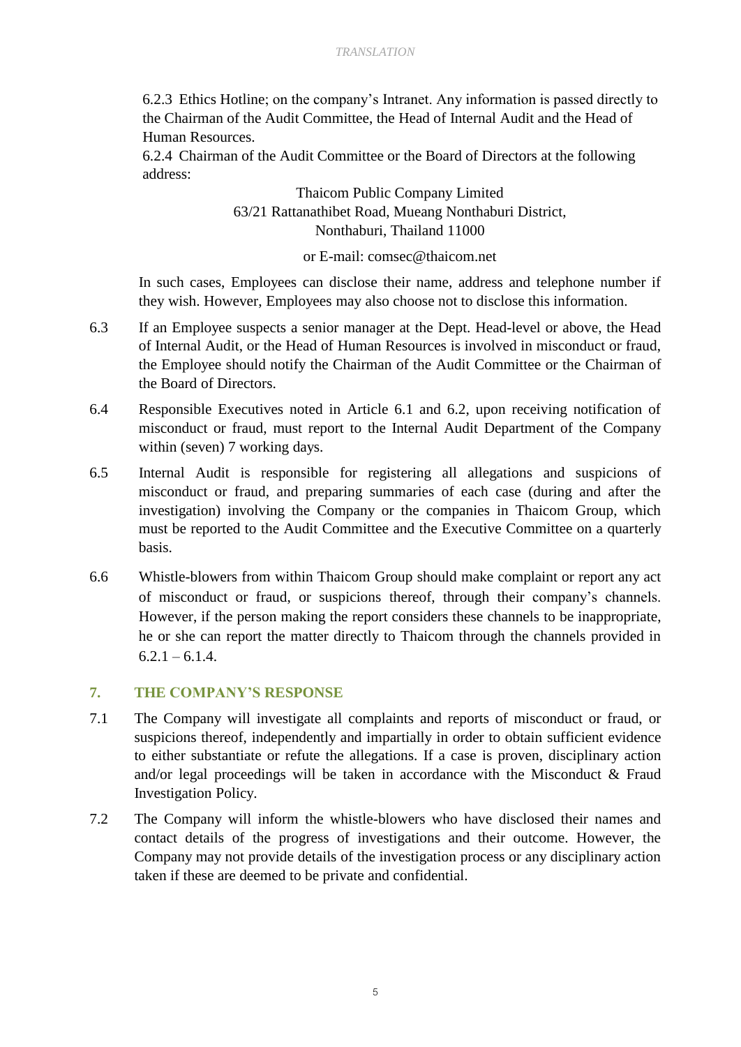6.2.3 Ethics Hotline; on the company's Intranet. Any information is passed directly to the Chairman of the Audit Committee, the Head of Internal Audit and the Head of Human Resources.

6.2.4 Chairman of the Audit Committee or the Board of Directors at the following address:

Thaicom Public Company Limited
63/21 Rattanathibet Road, Mueang Nonthaburi District,
Nonthaburi, Thailand 11000

or E-mail: comsec@thaicom.net

In such cases, Employees can disclose their name, address and telephone number if they wish. However, Employees may also choose not to disclose this information.

6.3 If an Employee suspects a senior manager at the Dept. Head-level or above, the Head of Internal Audit, or the Head of Human Resources is involved in misconduct or fraud, the Employee should notify the Chairman of the Audit Committee or the Chairman of the Board of Directors.

6.4 Responsible Executives noted in Article 6.1 and 6.2, upon receiving notification of misconduct or fraud, must report to the Internal Audit Department of the Company within (seven) 7 working days.

6.5 Internal Audit is responsible for registering all allegations and suspicions of misconduct or fraud, and preparing summaries of each case (during and after the investigation) involving the Company or the companies in Thaicom Group, which must be reported to the Audit Committee and the Executive Committee on a quarterly basis.

6.6 Whistle-blowers from within Thaicom Group should make complaint or report any act of misconduct or fraud, or suspicions thereof, through their company's channels. However, if the person making the report considers these channels to be inappropriate, he or she can report the matter directly to Thaicom through the channels provided in 6.2.1 – 6.1.4.

## 7. THE COMPANY'S RESPONSE

7.1 The Company will investigate all complaints and reports of misconduct or fraud, or suspicions thereof, independently and impartially in order to obtain sufficient evidence to either substantiate or refute the allegations. If a case is proven, disciplinary action and/or legal proceedings will be taken in accordance with the Misconduct & Fraud Investigation Policy.

7.2 The Company will inform the whistle-blowers who have disclosed their names and contact details of the progress of investigations and their outcome. However, the Company may not provide details of the investigation process or any disciplinary action taken if these are deemed to be private and confidential.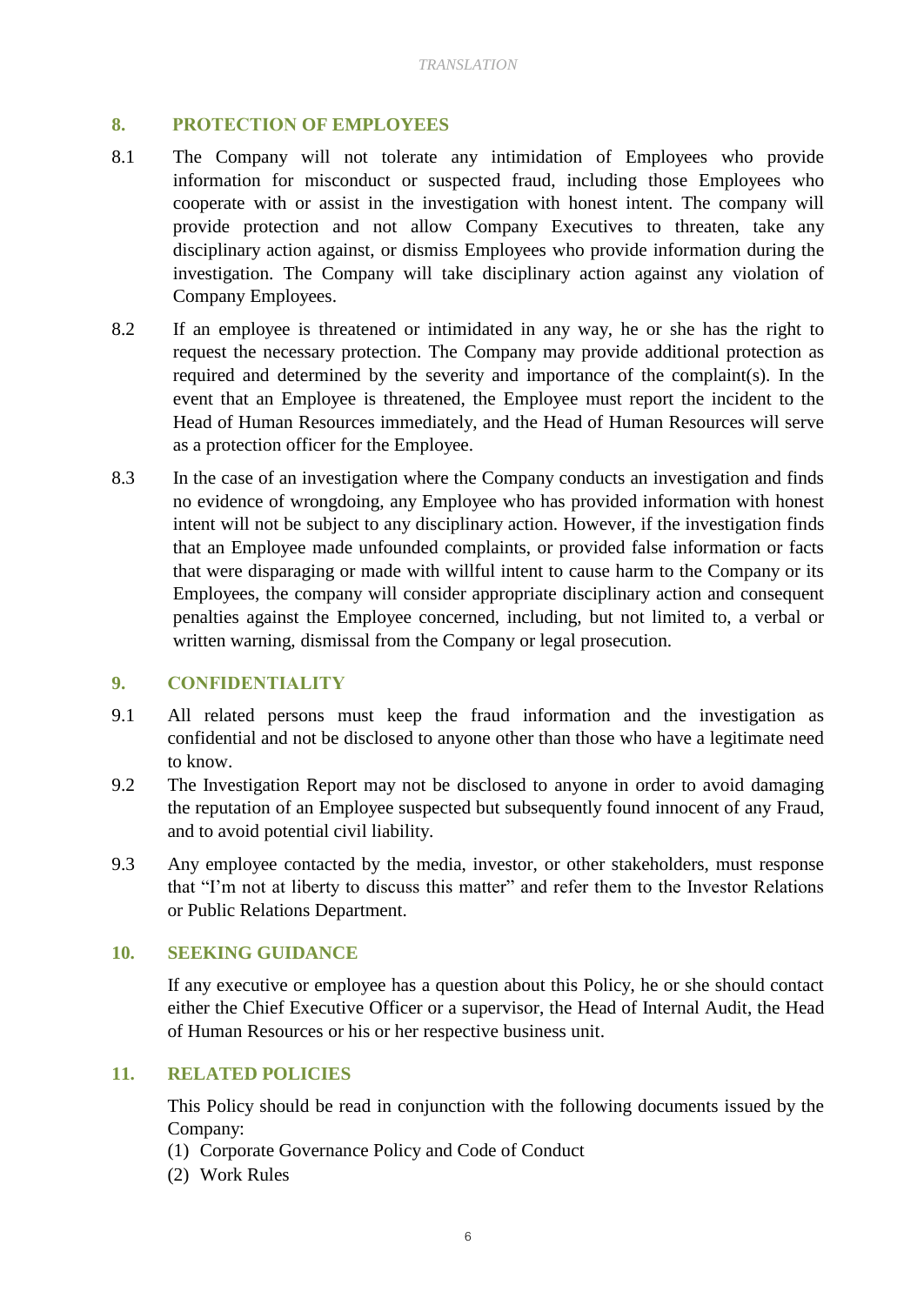## 8. PROTECTION OF EMPLOYEES

8.1 The Company will not tolerate any intimidation of Employees who provide information for misconduct or suspected fraud, including those Employees who cooperate with or assist in the investigation with honest intent. The company will provide protection and not allow Company Executives to threaten, take any disciplinary action against, or dismiss Employees who provide information during the investigation. The Company will take disciplinary action against any violation of Company Employees.

8.2 If an employee is threatened or intimidated in any way, he or she has the right to request the necessary protection. The Company may provide additional protection as required and determined by the severity and importance of the complaint(s). In the event that an Employee is threatened, the Employee must report the incident to the Head of Human Resources immediately, and the Head of Human Resources will serve as a protection officer for the Employee.

8.3 In the case of an investigation where the Company conducts an investigation and finds no evidence of wrongdoing, any Employee who has provided information with honest intent will not be subject to any disciplinary action. However, if the investigation finds that an Employee made unfounded complaints, or provided false information or facts that were disparaging or made with willful intent to cause harm to the Company or its Employees, the company will consider appropriate disciplinary action and consequent penalties against the Employee concerned, including, but not limited to, a verbal or written warning, dismissal from the Company or legal prosecution.

## 9. CONFIDENTIALITY

9.1 All related persons must keep the fraud information and the investigation as confidential and not be disclosed to anyone other than those who have a legitimate need to know.

9.2 The Investigation Report may not be disclosed to anyone in order to avoid damaging the reputation of an Employee suspected but subsequently found innocent of any Fraud, and to avoid potential civil liability.

9.3 Any employee contacted by the media, investor, or other stakeholders, must response that "I'm not at liberty to discuss this matter" and refer them to the Investor Relations or Public Relations Department.

## 10. SEEKING GUIDANCE

If any executive or employee has a question about this Policy, he or she should contact either the Chief Executive Officer or a supervisor, the Head of Internal Audit, the Head of Human Resources or his or her respective business unit.

## 11. RELATED POLICIES

This Policy should be read in conjunction with the following documents issued by the Company:

(1) Corporate Governance Policy and Code of Conduct

(2) Work Rules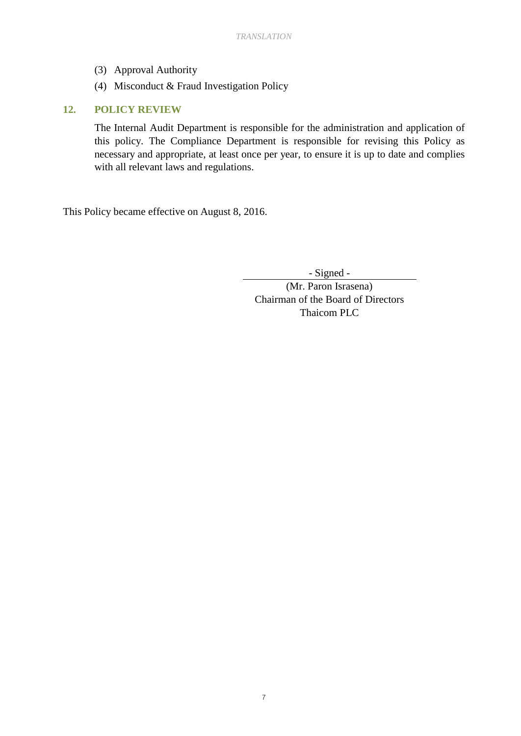(3) Approval Authority

(4) Misconduct & Fraud Investigation Policy

## 12. POLICY REVIEW

The Internal Audit Department is responsible for the administration and application of this policy. The Compliance Department is responsible for revising this Policy as necessary and appropriate, at least once per year, to ensure it is up to date and complies with all relevant laws and regulations.

This Policy became effective on August 8, 2016.

- Signed -

(Mr. Paron Israsena)
Chairman of the Board of Directors
Thaicom PLC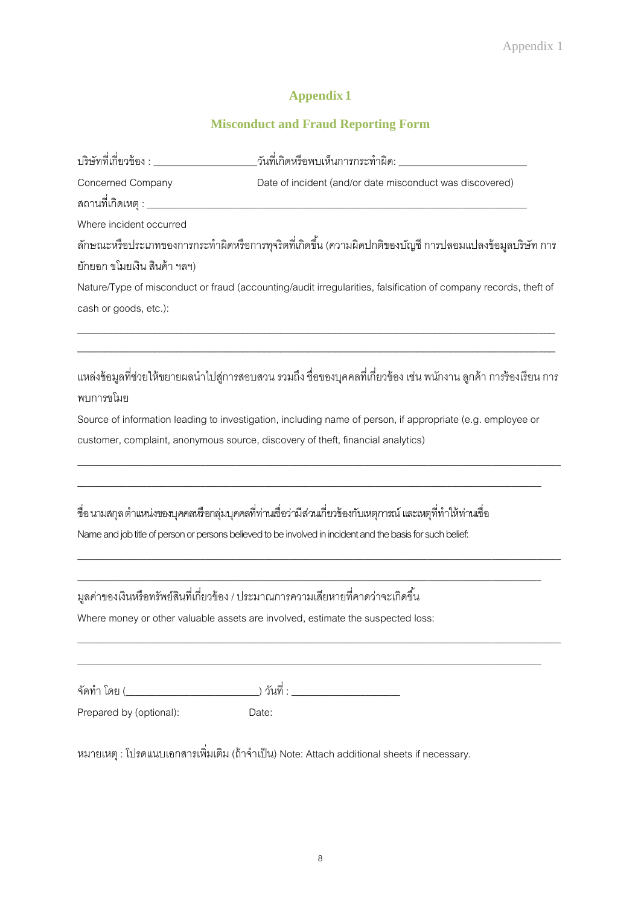## Appendix 1

### Misconduct and Fraud Reporting Form

บริษัทที่เกี่ยวข้อง : ___________________วันที่เกิดหรือพบเห็นการกระทำผิด: _______________________

Concerned Company Date of incident (and/or date misconduct was discovered)

สถานที่เกิดเหตุ : ______________________________________________________________________

Where incident occurred

ลักษณะหรือประเภทของการกระทำผิดหรือการทุจริตที่เกิดขึ้น (ความผิดปกติของบัญชี การปลอมแปลงข้อมูลบริษัท การยักยอก ขโมยเงิน สินค้า ฯลฯ)

Nature/Type of misconduct or fraud (accounting/audit irregularities, falsification of company records, theft of cash or goods, etc.):

___________________________________________________________________________________

___________________________________________________________________________________

แหล่งข้อมูลที่ช่วยให้ขยายผลนำไปสู่การสอบสวน รวมถึง ชื่อของบุคคลที่เกี่ยวข้อง เช่น พนักงาน ลูกค้า การร้องเรียน การพบการขโมย

Source of information leading to investigation, including name of person, if appropriate (e.g. employee or customer, complaint, anonymous source, discovery of theft, financial analytics)

___________________________________________________________________________________

___________________________________________________________________________________

ชื่อ นามสกุล ตำแหน่งของบุคคลหรือกลุ่มบุคคลที่ท่านเชื่อว่ามีส่วนเกี่ยวข้องกับเหตุการณ์ และเหตุที่ทำให้ท่านเชื่อ

Name and job title of person or persons believed to be involved in incident and the basis for such belief:

___________________________________________________________________________________

___________________________________________________________________________________

มูลค่าของเงินหรือทรัพย์สินที่เกี่ยวข้อง / ประมาณการความเสียหายที่คาดว่าจะเกิดขึ้น

Where money or other valuable assets are involved, estimate the suspected loss:

___________________________________________________________________________________

___________________________________________________________________________________

จัดทำ โดย (_________________________) วันที่ : ____________________

Prepared by (optional): Date:

หมายเหตุ : โปรดแนบเอกสารเพิ่มเติม (ถ้าจำเป็น) Note: Attach additional sheets if necessary.